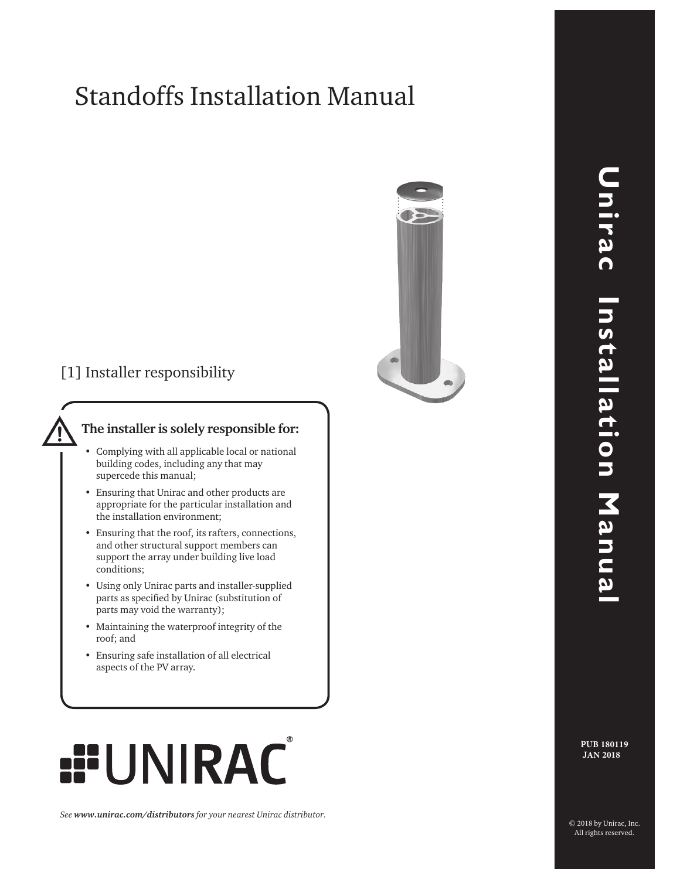# Standoffs Installation Manual

## [1] Installer responsibility

**The installer is solely responsible for:**

- Complying with all applicable local or national building codes, including any that may supercede this manual;
- Ensuring that Unirac and other products are appropriate for the particular installation and the installation environment;
- Ensuring that the roof, its rafters, connections, and other structural support members can support the array under building live load conditions;
- Using only Unirac parts and installer-supplied parts as specified by Unirac (substitution of parts may void the warranty);
- Maintaining the waterproof integrity of the roof; and
- Ensuring safe installation of all electrical aspects of the PV array.

UNIRAC®

*See **www.unirac.com/distributors** for your nearest Unirac distributor.*

Unirac Installation Manual

**PUB 180119**
**JAN 2018**

© 2018 by Unirac, Inc. All rights reserved.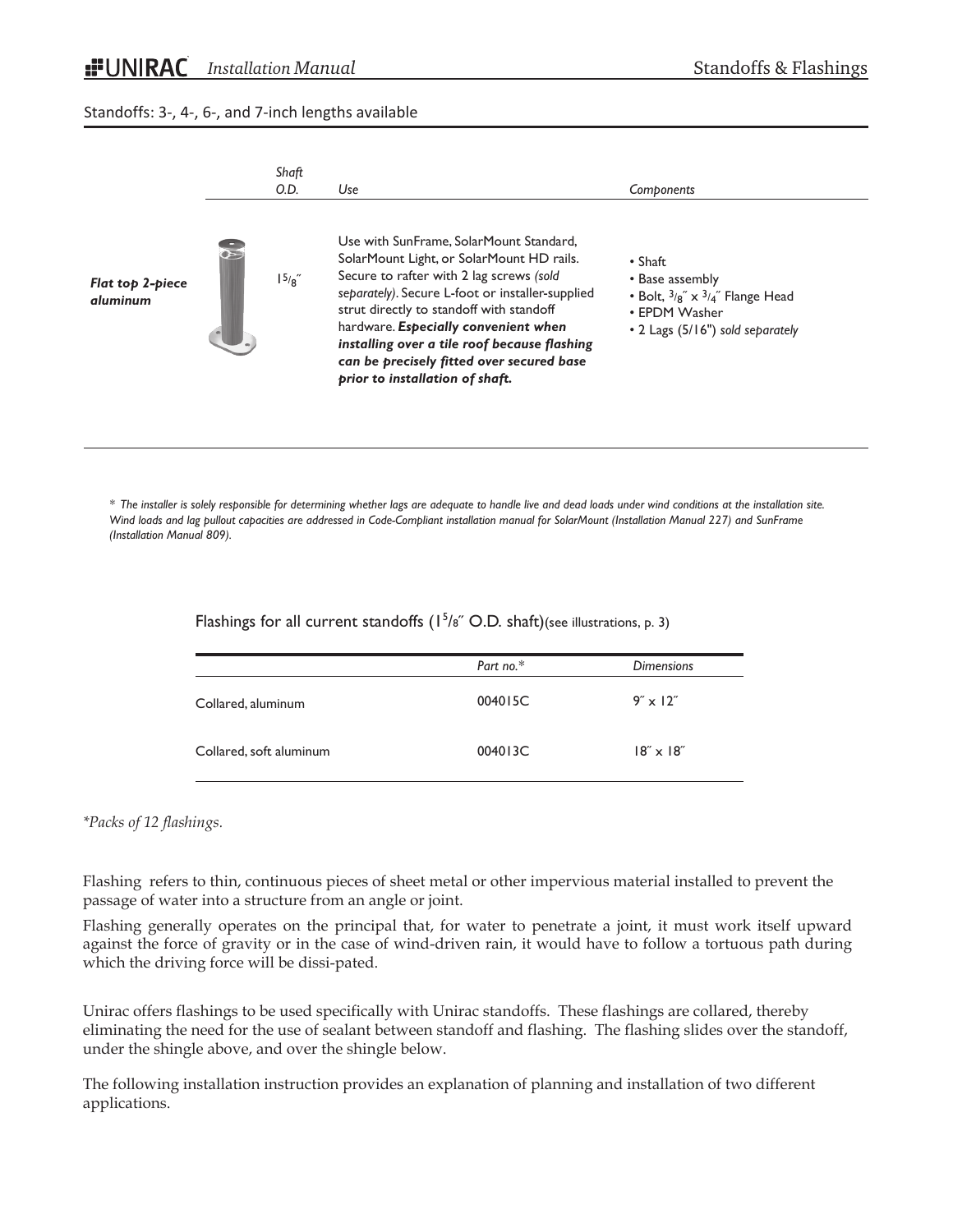Standoffs: 3-, 4-, 6-, and 7-inch lengths available

| | Shaft O.D. | Use | Components |
|---|---|---|---|
| ***Flat top 2-piece aluminum*** | $1^5/_8$″ | Use with SunFrame, SolarMount Standard, SolarMount Light, or SolarMount HD rails. Secure to rafter with 2 lag screws *(sold separately)*. Secure L-foot or installer-supplied strut directly to standoff with standoff hardware. ***Especially convenient when installing over a tile roof because flashing can be precisely fitted over secured base prior to installation of shaft.*** | • Shaft<br>• Base assembly<br>• Bolt, $^3/_8$″ x $^3/_4$″ Flange Head<br>• EPDM Washer<br>• 2 Lags (5/16") *sold separately* |

*\* The installer is solely responsible for determining whether lags are adequate to handle live and dead loads under wind conditions at the installation site. Wind loads and lag pullout capacities are addressed in Code-Compliant installation manual for SolarMount (Installation Manual 227) and SunFrame (Installation Manual 809).*

Flashings for all current standoffs ($1^5/_8$″ O.D. shaft)(see illustrations, p. 3)

| | Part no.* | Dimensions |
|---|---|---|
| Collared, aluminum | 004015C | 9″ x 12″ |
| Collared, soft aluminum | 004013C | 18″ x 18″ |

*\*Packs of 12 flashings.*

Flashing refers to thin, continuous pieces of sheet metal or other impervious material installed to prevent the passage of water into a structure from an angle or joint.

Flashing generally operates on the principal that, for water to penetrate a joint, it must work itself upward against the force of gravity or in the case of wind-driven rain, it would have to follow a tortuous path during which the driving force will be dissi-pated.

Unirac offers flashings to be used specifically with Unirac standoffs. These flashings are collared, thereby eliminating the need for the use of sealant between standoff and flashing. The flashing slides over the standoff, under the shingle above, and over the shingle below.

The following installation instruction provides an explanation of planning and installation of two different applications.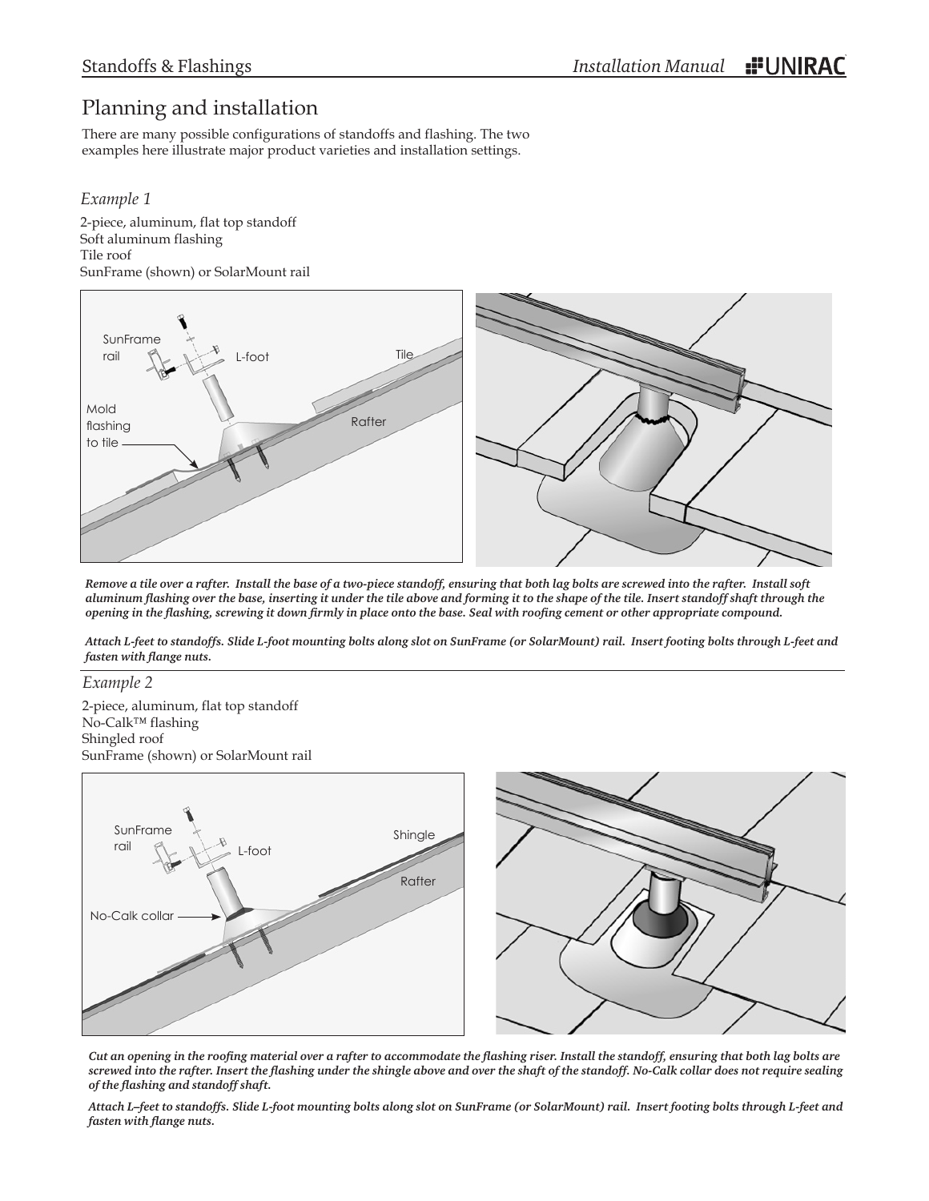# Planning and installation

There are many possible configurations of standoffs and flashing. The two examples here illustrate major product varieties and installation settings.

*Example 1*

2-piece, aluminum, flat top standoff
Soft aluminum flashing
Tile roof
SunFrame (shown) or SolarMount rail

***Remove a tile over a rafter. Install the base of a two-piece standoff, ensuring that both lag bolts are screwed into the rafter. Install soft aluminum flashing over the base, inserting it under the tile above and forming it to the shape of the tile. Insert standoff shaft through the opening in the flashing, screwing it down firmly in place onto the base. Seal with roofing cement or other appropriate compound.***

***Attach L-feet to standoffs. Slide L-foot mounting bolts along slot on SunFrame (or SolarMount) rail. Insert footing bolts through L-feet and fasten with flange nuts.***

*Example 2*

2-piece, aluminum, flat top standoff
No-Calk™ flashing
Shingled roof
SunFrame (shown) or SolarMount rail

***Cut an opening in the roofing material over a rafter to accommodate the flashing riser. Install the standoff, ensuring that both lag bolts are screwed into the rafter. Insert the flashing under the shingle above and over the shaft of the standoff. No-Calk collar does not require sealing of the flashing and standoff shaft.***

***Attach L–feet to standoffs. Slide L-foot mounting bolts along slot on SunFrame (or SolarMount) rail. Insert footing bolts through L-feet and fasten with flange nuts.***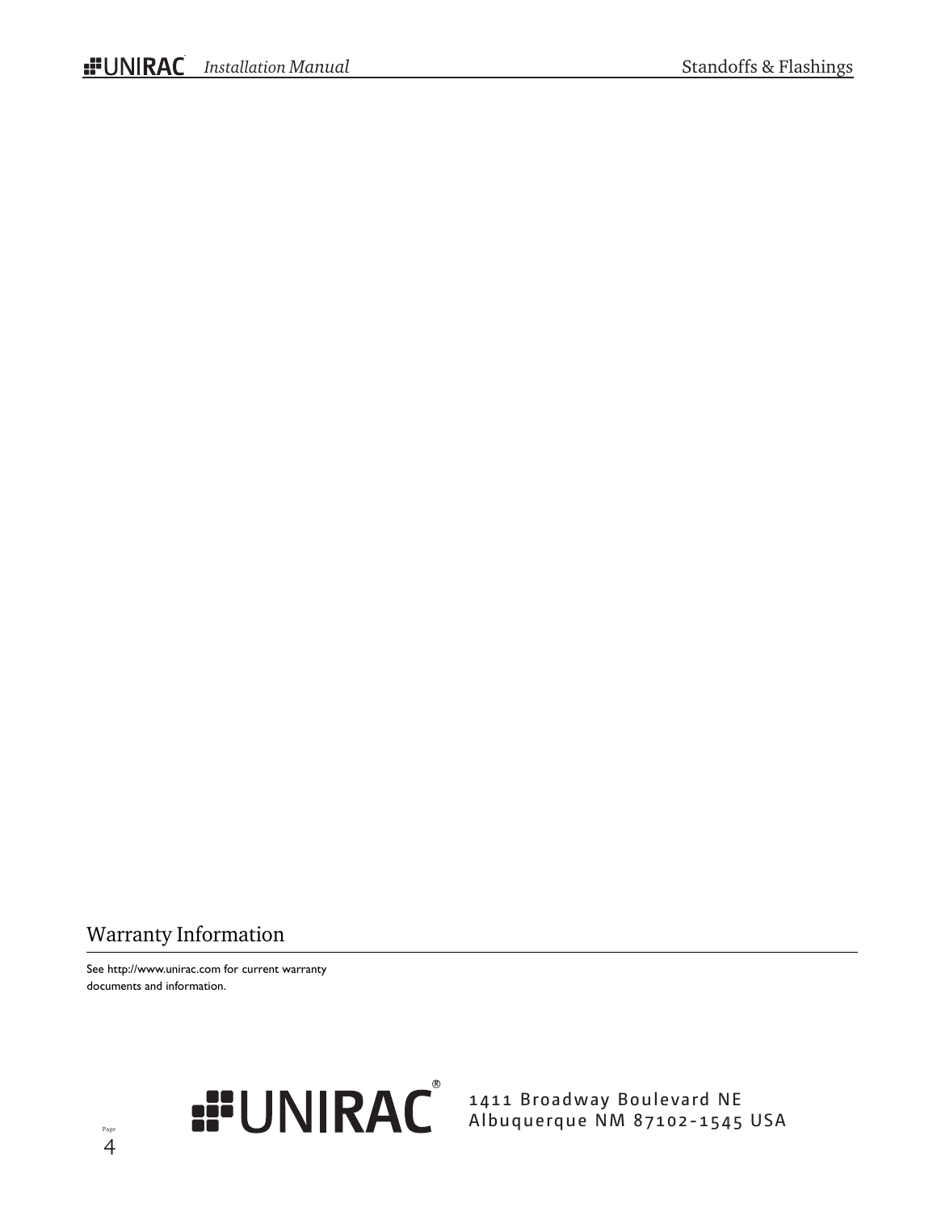## Warranty Information

See http://www.unirac.com for current warranty documents and information.

UNIRAC®

1411 Broadway Boulevard NE
Albuquerque NM 87102-1545 USA